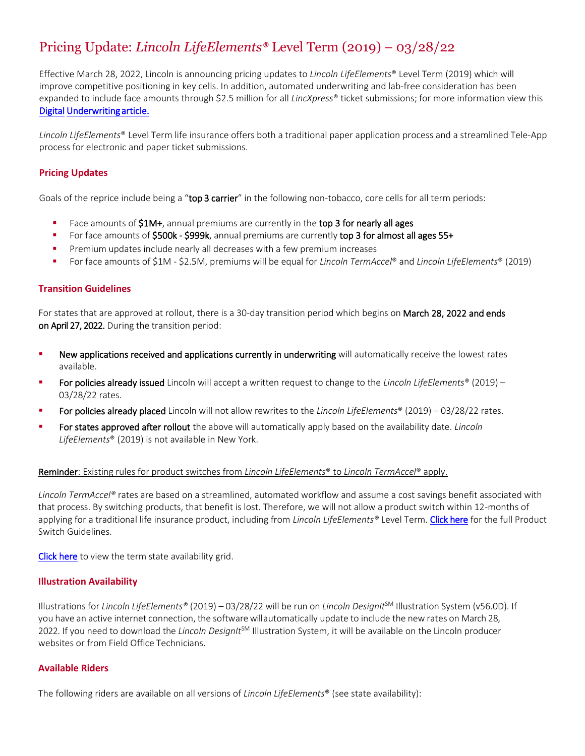# Pricing Update: *Lincoln LifeElements®* Level Term (2019) – 03/28/22

Effective March 28, 2022, Lincoln is announcing pricing updates to *Lincoln LifeElements*® Level Term (2019) which will improve competitive positioning in key cells. In addition, automated underwriting and lab-free consideration has been expanded to include face amounts through $2.5 million for all *LincXpress*® ticket submissions; for more information view this [Digital Underwriting article.]

*Lincoln LifeElements*® Level Term life insurance offers both a traditional paper application process and a streamlined Tele-App process for electronic and paper ticket submissions.

## Pricing Updates

Goals of the reprice include being a "**top 3 carrier**" in the following non-tobacco, core cells for all term periods:

- Face amounts of **$1M+**, annual premiums are currently in the **top 3 for nearly all ages**
- For face amounts of **$500k - $999k**, annual premiums are currently **top 3 for almost all ages 55+**
- Premium updates include nearly all decreases with a few premium increases
- For face amounts of $1M - $2.5M, premiums will be equal for *Lincoln TermAccel*® and *Lincoln LifeElements*® (2019)

## Transition Guidelines

For states that are approved at rollout, there is a 30-day transition period which begins on **March 28, 2022 and ends on April 27, 2022.** During the transition period:

- **New applications received and applications currently in underwriting** will automatically receive the lowest rates available.
- **For policies already issued** Lincoln will accept a written request to change to the *Lincoln LifeElements*® (2019) – 03/28/22 rates.
- **For policies already placed** Lincoln will not allow rewrites to the *Lincoln LifeElements*® (2019) – 03/28/22 rates.
- **For states approved after rollout** the above will automatically apply based on the availability date. *Lincoln LifeElements*® (2019) is not available in New York.

<u>**Reminder**: Existing rules for product switches from *Lincoln LifeElements*® to *Lincoln TermAccel*® apply.</u>

*Lincoln TermAccel®* rates are based on a streamlined, automated workflow and assume a cost savings benefit associated with that process. By switching products, that benefit is lost. Therefore, we will not allow a product switch within 12-months of applying for a traditional life insurance product, including from *Lincoln LifeElements®* Level Term. [Click here] for the full Product Switch Guidelines.

[Click here] to view the term state availability grid.

## Illustration Availability

Illustrations for *Lincoln LifeElements®* (2019) – 03/28/22 will be run on *Lincoln DesignIt*℠ Illustration System (v56.0D). If you have an active internet connection, the software will automatically update to include the new rates on March 28, 2022. If you need to download the *Lincoln DesignIt*℠ Illustration System, it will be available on the Lincoln producer websites or from Field Office Technicians.

## Available Riders

The following riders are available on all versions of *Lincoln LifeElements*® (see state availability):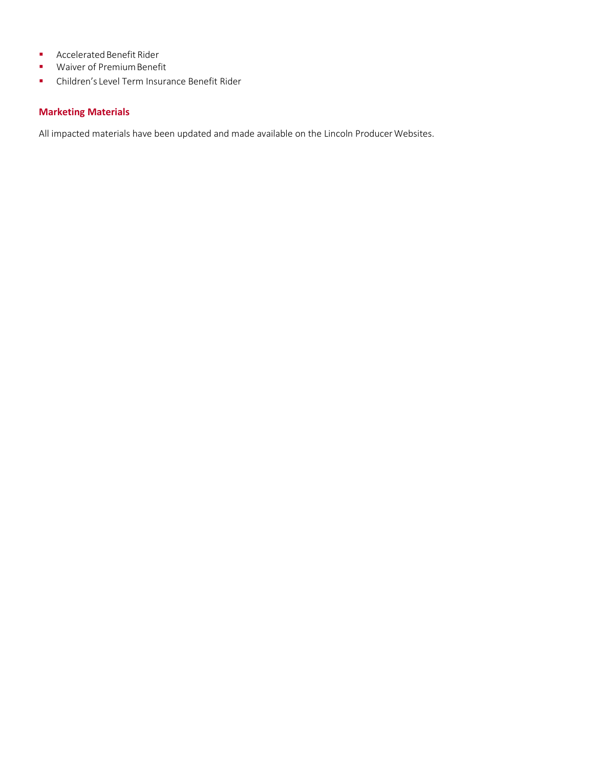- Accelerated Benefit Rider
- Waiver of Premium Benefit
- Children's Level Term Insurance Benefit Rider

## Marketing Materials

All impacted materials have been updated and made available on the Lincoln Producer Websites.